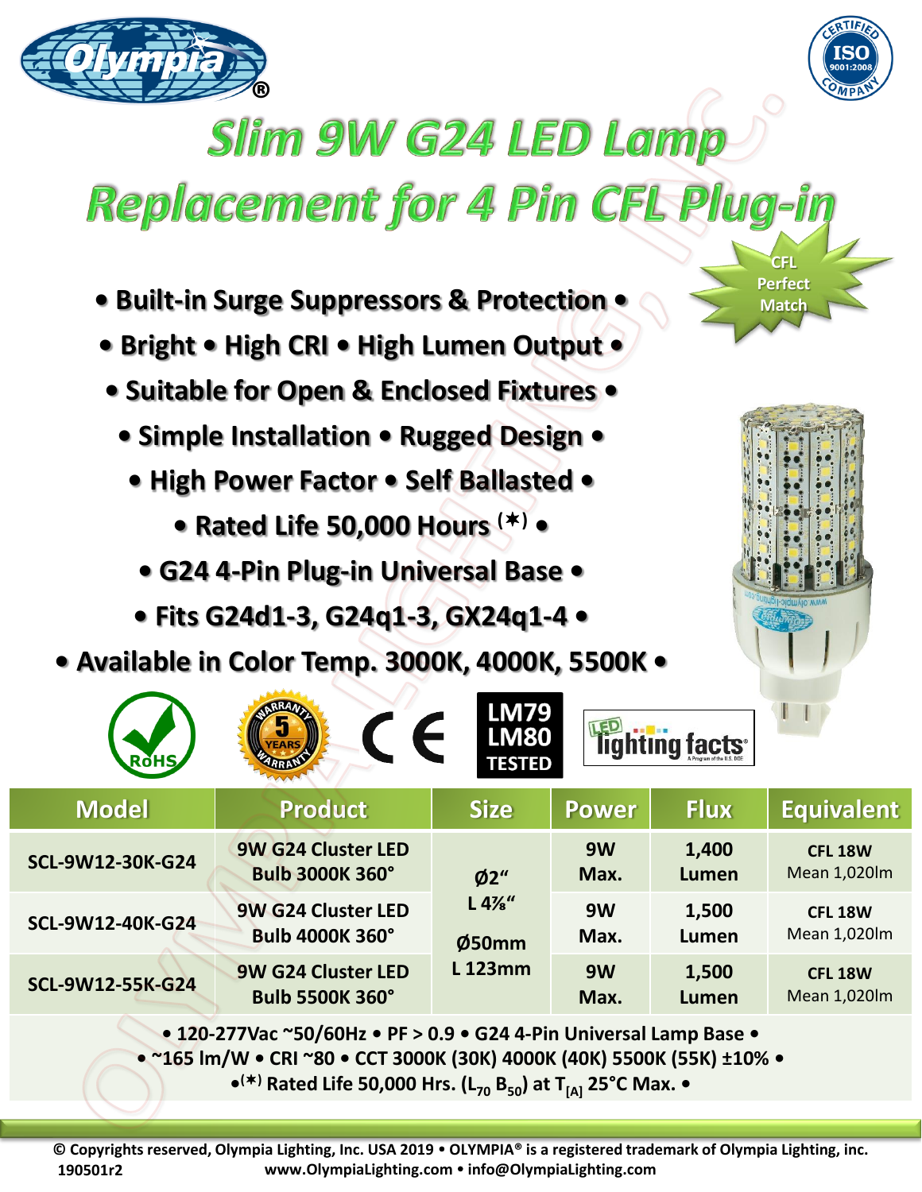# Slim 9W G24 LED Lamp Replacement for 4 Pin CFL Plug-in

CFL Perfect Match

- Built-in Surge Suppressors & Protection •
- Bright • High CRI • High Lumen Output •
- Suitable for Open & Enclosed Fixtures •
- Simple Installation • Rugged Design •
- High Power Factor • Self Ballasted •
- Rated Life 50,000 Hours (✶) •
- G24 4-Pin Plug-in Universal Base •
- Fits G24d1-3, G24q1-3, GX24q1-4 •
- Available in Color Temp. 3000K, 4000K, 5500K •

RoHS • 5 YEARS WARRANTY • CE • LM79 LM80 TESTED • LED lighting facts

| Model | Product | Size | Power | Flux | Equivalent |
|---|---|---|---|---|---|
| SCL-9W12-30K-G24 | 9W G24 Cluster LED Bulb 3000K 360° | Ø2" L 4⅞" Ø50mm L 123mm | 9W Max. | 1,400 Lumen | CFL 18W Mean 1,020lm |
| SCL-9W12-40K-G24 | 9W G24 Cluster LED Bulb 4000K 360° | | 9W Max. | 1,500 Lumen | CFL 18W Mean 1,020lm |
| SCL-9W12-55K-G24 | 9W G24 Cluster LED Bulb 5500K 360° | | 9W Max. | 1,500 Lumen | CFL 18W Mean 1,020lm |

• 120-277Vac ~50/60Hz • PF > 0.9 • G24 4-Pin Universal Lamp Base •

• ~165 lm/W • CRI ~80 • CCT 3000K (30K) 4000K (40K) 5500K (55K) ±10% •

•(✶) Rated Life 50,000 Hrs. ($L_{70}$ $B_{50}$) at $T_{[A]}$ 25°C Max. •

© Copyrights reserved, Olympia Lighting, Inc. USA 2019 • OLYMPIA® is a registered trademark of Olympia Lighting, inc.

190501r2 www.OlympiaLighting.com • info@OlympiaLighting.com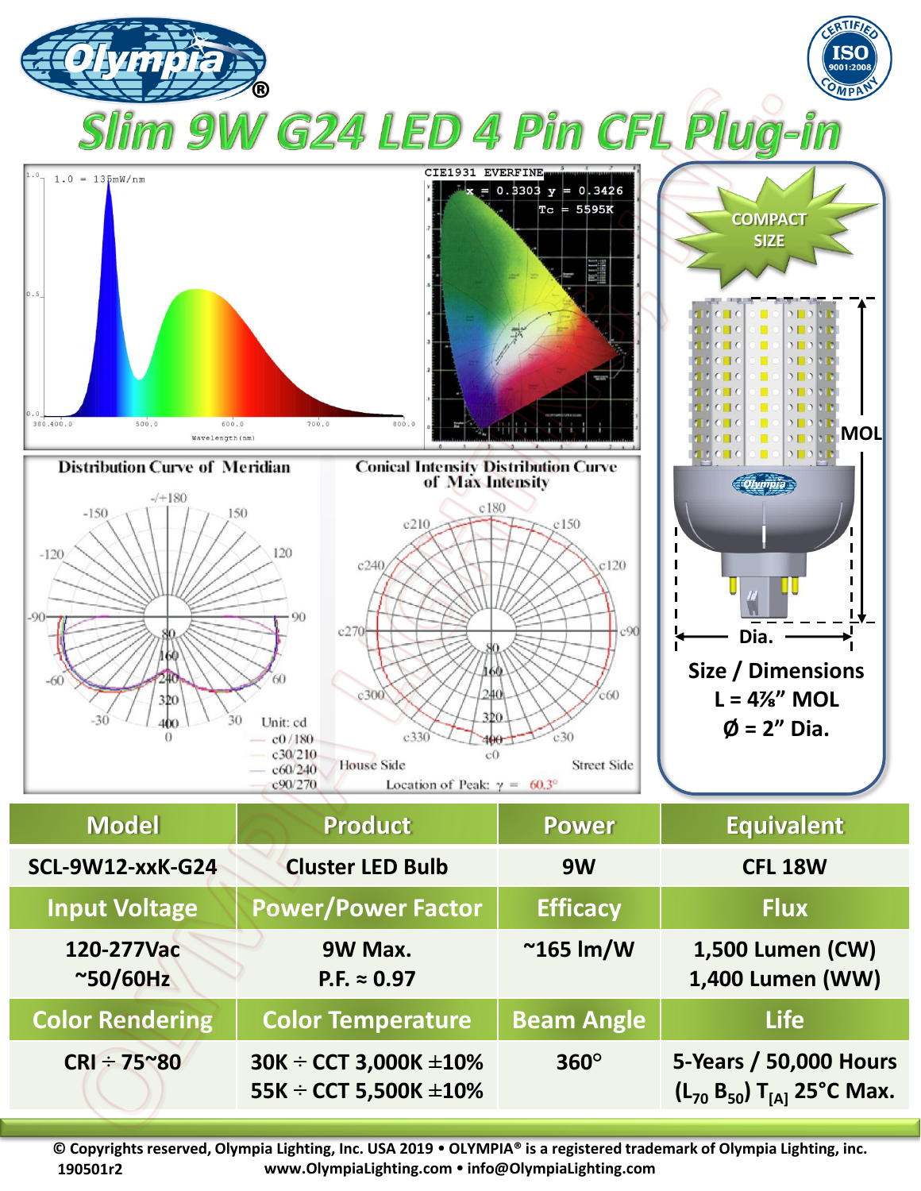# Slim 9W G24 LED 4 Pin CFL Plug-in

1.0 = 135mW/nm

Wavelength (nm)

CIE1931 EVERFINE

x = 0.3303 y = 0.3426

Tc = 5595K

Distribution Curve of Meridian

Conical Intensity Distribution Curve of Max Intensity

Unit: cd

c0/180

c30/210

c60/240

c90/270

House Side

Street Side

Location of Peak: γ = 60.3°

COMPACT SIZE

MOL

Dia.

**Size / Dimensions**

**L = 4⅞" MOL**

**Ø = 2" Dia.**

| Model | Product | Power | Equivalent |
|---|---|---|---|
| SCL-9W12-xxK-G24 | Cluster LED Bulb | 9W | CFL 18W |
| **Input Voltage** | **Power/Power Factor** | **Efficacy** | **Flux** |
| 120-277Vac ~50/60Hz | 9W Max. P.F. ≈ 0.97 | ~165 lm/W | 1,500 Lumen (CW) 1,400 Lumen (WW) |
| **Color Rendering** | **Color Temperature** | **Beam Angle** | **Life** |
| CRI ÷ 75~80 | 30K ÷ CCT 3,000K ±10% 55K ÷ CCT 5,500K ±10% | 360° | 5-Years / 50,000 Hours ($L_{70}$ $B_{50}$) $T_{[A]}$ 25°C Max. |

© Copyrights reserved, Olympia Lighting, Inc. USA 2019 • OLYMPIA® is a registered trademark of Olympia Lighting, inc.

190501r2 www.OlympiaLighting.com • info@OlympiaLighting.com